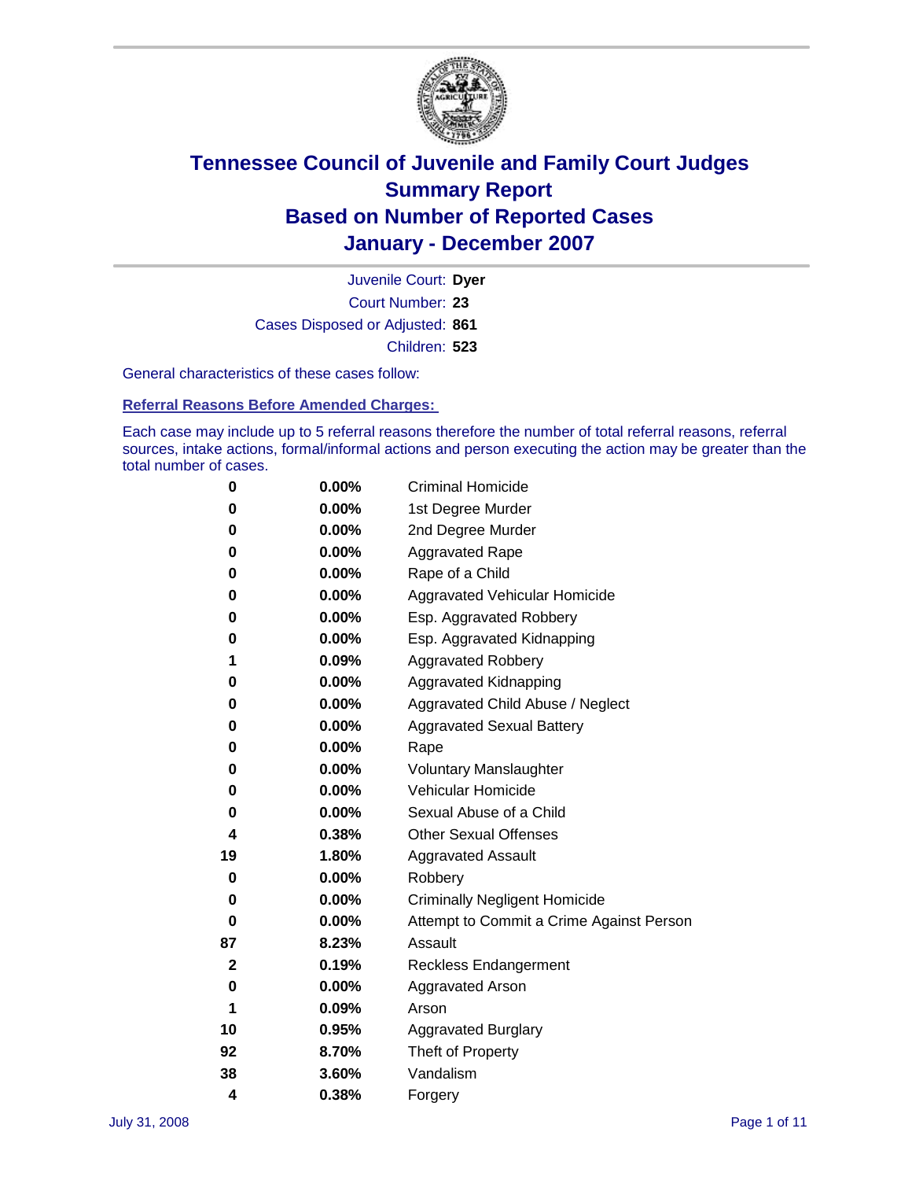# Tennessee Council of Juvenile and Family Court Judges
## Summary Report
## Based on Number of Reported Cases
## January - December 2007

Juvenile Court: **Dyer**
Court Number: **23**
Cases Disposed or Adjusted: **861**
Children: **523**

General characteristics of these cases follow:

### Referral Reasons Before Amended Charges:

Each case may include up to 5 referral reasons therefore the number of total referral reasons, referral sources, intake actions, formal/informal actions and person executing the action may be greater than the total number of cases.

| Count | Percent | Referral Reason |
|---|---|---|
| 0 | 0.00% | Criminal Homicide |
| 0 | 0.00% | 1st Degree Murder |
| 0 | 0.00% | 2nd Degree Murder |
| 0 | 0.00% | Aggravated Rape |
| 0 | 0.00% | Rape of a Child |
| 0 | 0.00% | Aggravated Vehicular Homicide |
| 0 | 0.00% | Esp. Aggravated Robbery |
| 0 | 0.00% | Esp. Aggravated Kidnapping |
| 1 | 0.09% | Aggravated Robbery |
| 0 | 0.00% | Aggravated Kidnapping |
| 0 | 0.00% | Aggravated Child Abuse / Neglect |
| 0 | 0.00% | Aggravated Sexual Battery |
| 0 | 0.00% | Rape |
| 0 | 0.00% | Voluntary Manslaughter |
| 0 | 0.00% | Vehicular Homicide |
| 0 | 0.00% | Sexual Abuse of a Child |
| 4 | 0.38% | Other Sexual Offenses |
| 19 | 1.80% | Aggravated Assault |
| 0 | 0.00% | Robbery |
| 0 | 0.00% | Criminally Negligent Homicide |
| 0 | 0.00% | Attempt to Commit a Crime Against Person |
| 87 | 8.23% | Assault |
| 2 | 0.19% | Reckless Endangerment |
| 0 | 0.00% | Aggravated Arson |
| 1 | 0.09% | Arson |
| 10 | 0.95% | Aggravated Burglary |
| 92 | 8.70% | Theft of Property |
| 38 | 3.60% | Vandalism |
| 4 | 0.38% | Forgery |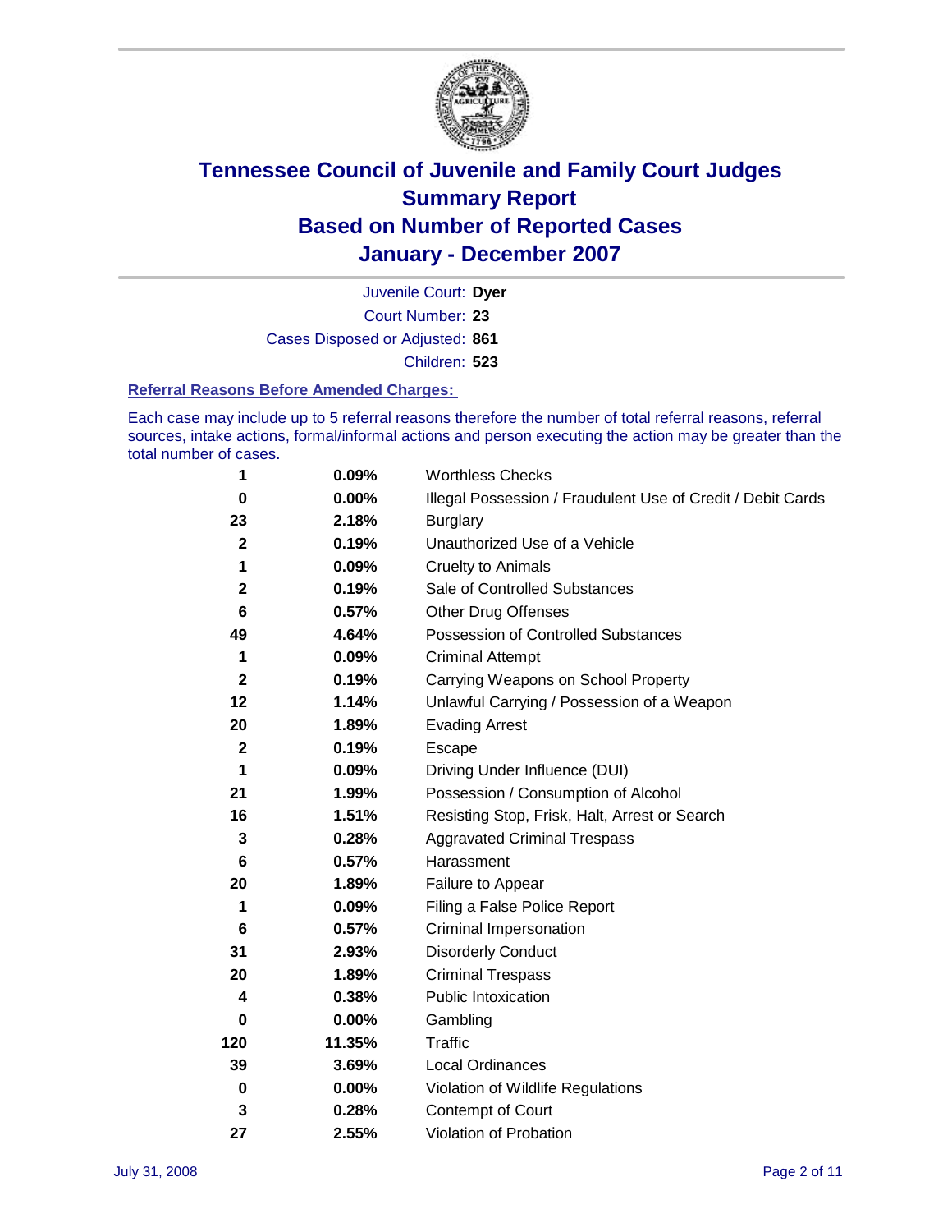# Tennessee Council of Juvenile and Family Court Judges
## Summary Report
## Based on Number of Reported Cases
## January - December 2007

Juvenile Court: **Dyer**

Court Number: **23**

Cases Disposed or Adjusted: **861**

Children: **523**

### Referral Reasons Before Amended Charges:

Each case may include up to 5 referral reasons therefore the number of total referral reasons, referral sources, intake actions, formal/informal actions and person executing the action may be greater than the total number of cases.

| Count | Percent | Referral Reason |
|---|---|---|
| 1 | 0.09% | Worthless Checks |
| 0 | 0.00% | Illegal Possession / Fraudulent Use of Credit / Debit Cards |
| 23 | 2.18% | Burglary |
| 2 | 0.19% | Unauthorized Use of a Vehicle |
| 1 | 0.09% | Cruelty to Animals |
| 2 | 0.19% | Sale of Controlled Substances |
| 6 | 0.57% | Other Drug Offenses |
| 49 | 4.64% | Possession of Controlled Substances |
| 1 | 0.09% | Criminal Attempt |
| 2 | 0.19% | Carrying Weapons on School Property |
| 12 | 1.14% | Unlawful Carrying / Possession of a Weapon |
| 20 | 1.89% | Evading Arrest |
| 2 | 0.19% | Escape |
| 1 | 0.09% | Driving Under Influence (DUI) |
| 21 | 1.99% | Possession / Consumption of Alcohol |
| 16 | 1.51% | Resisting Stop, Frisk, Halt, Arrest or Search |
| 3 | 0.28% | Aggravated Criminal Trespass |
| 6 | 0.57% | Harassment |
| 20 | 1.89% | Failure to Appear |
| 1 | 0.09% | Filing a False Police Report |
| 6 | 0.57% | Criminal Impersonation |
| 31 | 2.93% | Disorderly Conduct |
| 20 | 1.89% | Criminal Trespass |
| 4 | 0.38% | Public Intoxication |
| 0 | 0.00% | Gambling |
| 120 | 11.35% | Traffic |
| 39 | 3.69% | Local Ordinances |
| 0 | 0.00% | Violation of Wildlife Regulations |
| 3 | 0.28% | Contempt of Court |
| 27 | 2.55% | Violation of Probation |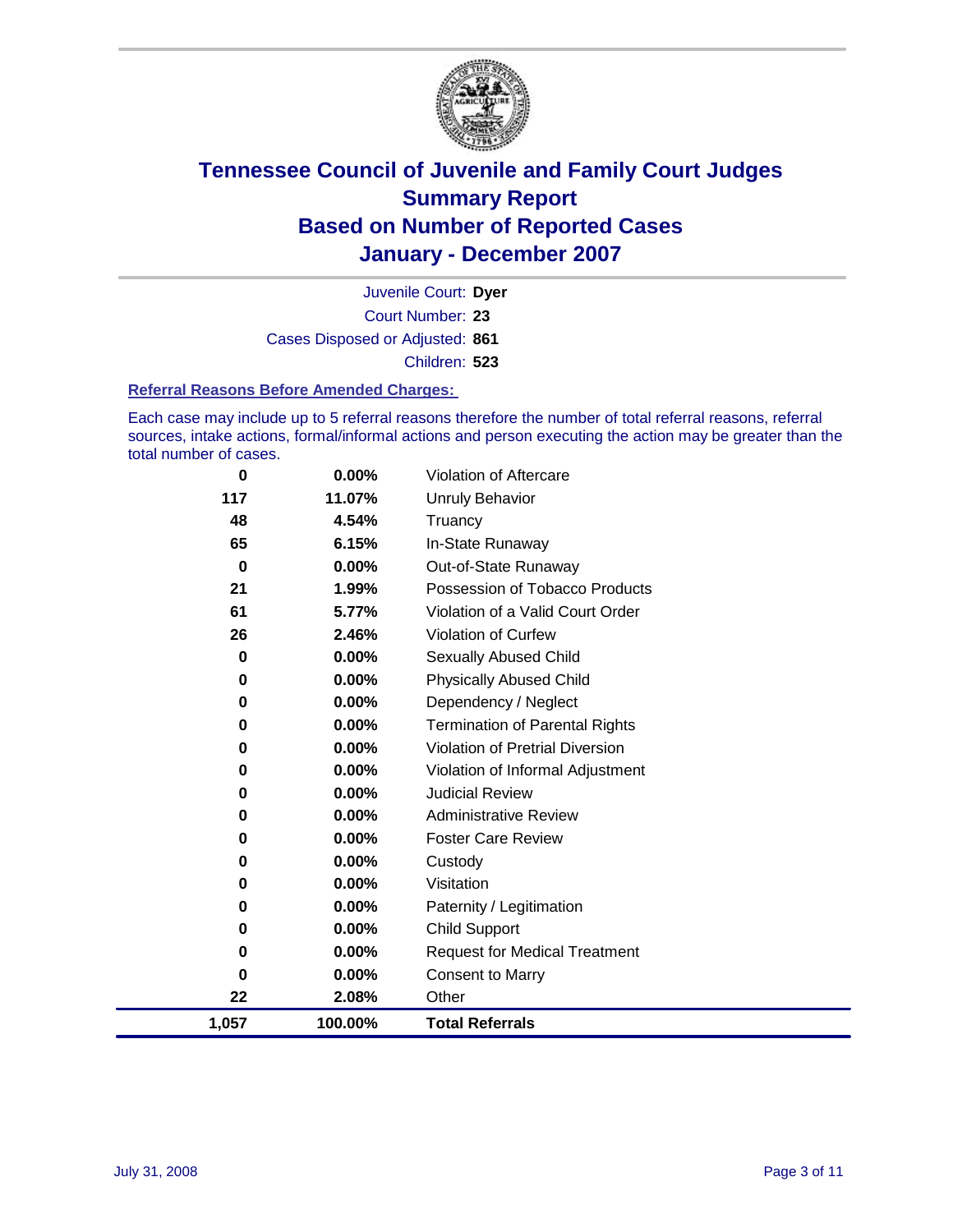# Tennessee Council of Juvenile and Family Court Judges
# Summary Report
# Based on Number of Reported Cases
# January - December 2007

Juvenile Court: **Dyer**

Court Number: **23**

Cases Disposed or Adjusted: **861**

Children: **523**

### Referral Reasons Before Amended Charges:

Each case may include up to 5 referral reasons therefore the number of total referral reasons, referral sources, intake actions, formal/informal actions and person executing the action may be greater than the total number of cases.

| Count | Percent | Reason |
|---|---|---|
| 0 | 0.00% | Violation of Aftercare |
| 117 | 11.07% | Unruly Behavior |
| 48 | 4.54% | Truancy |
| 65 | 6.15% | In-State Runaway |
| 0 | 0.00% | Out-of-State Runaway |
| 21 | 1.99% | Possession of Tobacco Products |
| 61 | 5.77% | Violation of a Valid Court Order |
| 26 | 2.46% | Violation of Curfew |
| 0 | 0.00% | Sexually Abused Child |
| 0 | 0.00% | Physically Abused Child |
| 0 | 0.00% | Dependency / Neglect |
| 0 | 0.00% | Termination of Parental Rights |
| 0 | 0.00% | Violation of Pretrial Diversion |
| 0 | 0.00% | Violation of Informal Adjustment |
| 0 | 0.00% | Judicial Review |
| 0 | 0.00% | Administrative Review |
| 0 | 0.00% | Foster Care Review |
| 0 | 0.00% | Custody |
| 0 | 0.00% | Visitation |
| 0 | 0.00% | Paternity / Legitimation |
| 0 | 0.00% | Child Support |
| 0 | 0.00% | Request for Medical Treatment |
| 0 | 0.00% | Consent to Marry |
| 22 | 2.08% | Other |
| **1,057** | **100.00%** | **Total Referrals** |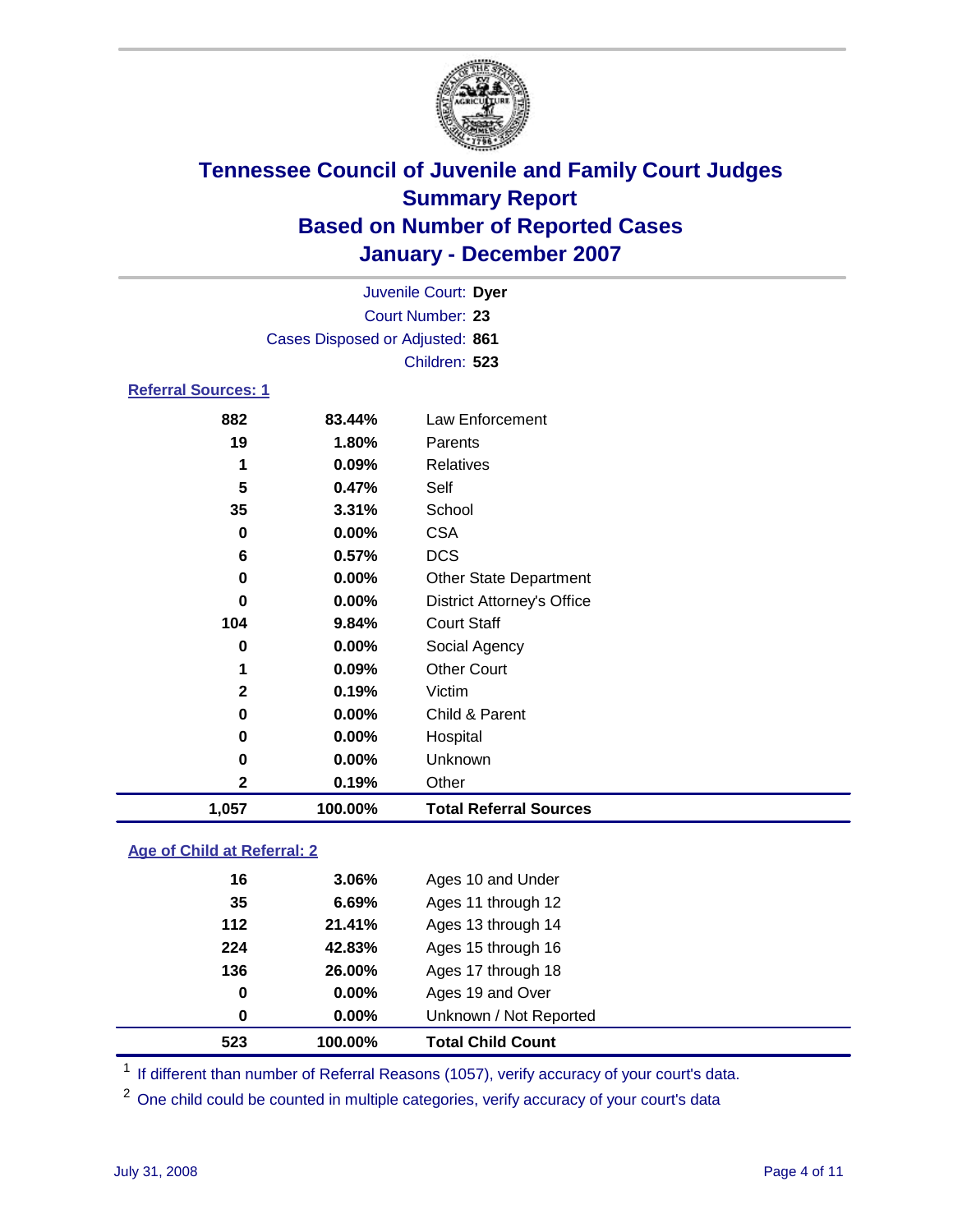# Tennessee Council of Juvenile and Family Court Judges
## Summary Report
## Based on Number of Reported Cases
## January - December 2007

Juvenile Court: **Dyer**
Court Number: **23**
Cases Disposed or Adjusted: **861**
Children: **523**

### Referral Sources: 1

| Count | Percent | Source |
|---|---|---|
| 882 | 83.44% | Law Enforcement |
| 19 | 1.80% | Parents |
| 1 | 0.09% | Relatives |
| 5 | 0.47% | Self |
| 35 | 3.31% | School |
| 0 | 0.00% | CSA |
| 6 | 0.57% | DCS |
| 0 | 0.00% | Other State Department |
| 0 | 0.00% | District Attorney's Office |
| 104 | 9.84% | Court Staff |
| 0 | 0.00% | Social Agency |
| 1 | 0.09% | Other Court |
| 2 | 0.19% | Victim |
| 0 | 0.00% | Child & Parent |
| 0 | 0.00% | Hospital |
| 0 | 0.00% | Unknown |
| 2 | 0.19% | Other |
| **1,057** | **100.00%** | **Total Referral Sources** |

### Age of Child at Referral: 2

| Count | Percent | Age |
|---|---|---|
| 16 | 3.06% | Ages 10 and Under |
| 35 | 6.69% | Ages 11 through 12 |
| 112 | 21.41% | Ages 13 through 14 |
| 224 | 42.83% | Ages 15 through 16 |
| 136 | 26.00% | Ages 17 through 18 |
| 0 | 0.00% | Ages 19 and Over |
| 0 | 0.00% | Unknown / Not Reported |
| **523** | **100.00%** | **Total Child Count** |

[1] If different than number of Referral Reasons (1057), verify accuracy of your court's data.

[2] One child could be counted in multiple categories, verify accuracy of your court's data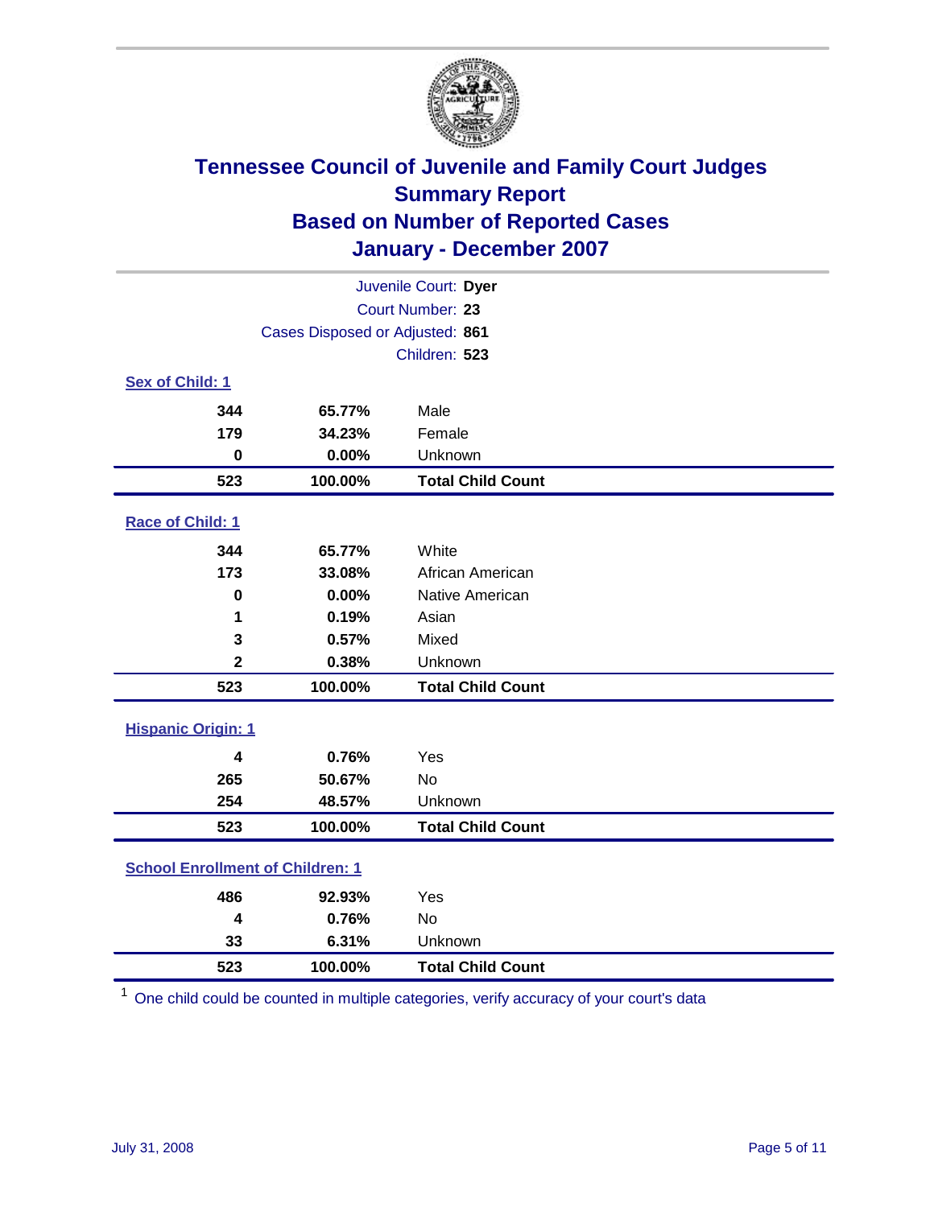# Tennessee Council of Juvenile and Family Court Judges
## Summary Report
## Based on Number of Reported Cases
## January - December 2007

Juvenile Court: **Dyer**
Court Number: **23**
Cases Disposed or Adjusted: **861**
Children: **523**

### Sex of Child: 1

| Count | Percent | Category |
|---|---|---|
| 344 | 65.77% | Male |
| 179 | 34.23% | Female |
| 0 | 0.00% | Unknown |
| **523** | **100.00%** | **Total Child Count** |

### Race of Child: 1

| Count | Percent | Category |
|---|---|---|
| 344 | 65.77% | White |
| 173 | 33.08% | African American |
| 0 | 0.00% | Native American |
| 1 | 0.19% | Asian |
| 3 | 0.57% | Mixed |
| 2 | 0.38% | Unknown |
| **523** | **100.00%** | **Total Child Count** |

### Hispanic Origin: 1

| Count | Percent | Category |
|---|---|---|
| 4 | 0.76% | Yes |
| 265 | 50.67% | No |
| 254 | 48.57% | Unknown |
| **523** | **100.00%** | **Total Child Count** |

### School Enrollment of Children: 1

| Count | Percent | Category |
|---|---|---|
| 486 | 92.93% | Yes |
| 4 | 0.76% | No |
| 33 | 6.31% | Unknown |
| **523** | **100.00%** | **Total Child Count** |

[1] One child could be counted in multiple categories, verify accuracy of your court's data

July 31, 2008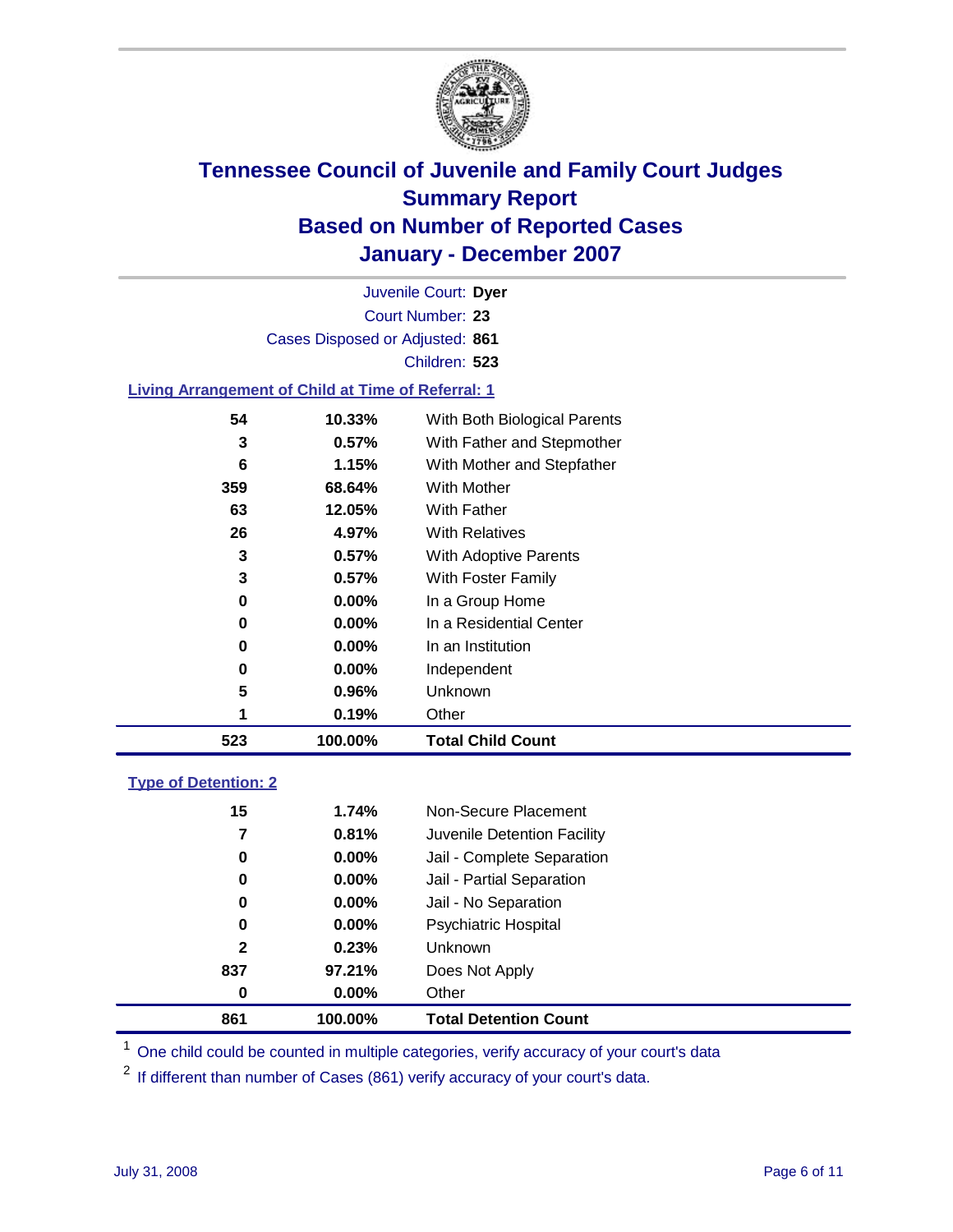# Tennessee Council of Juvenile and Family Court Judges
## Summary Report
## Based on Number of Reported Cases
## January - December 2007

Juvenile Court: **Dyer**
Court Number: **23**
Cases Disposed or Adjusted: **861**
Children: **523**

### Living Arrangement of Child at Time of Referral: 1

| Count | Percent | Living Arrangement |
|---|---|---|
| 54 | 10.33% | With Both Biological Parents |
| 3 | 0.57% | With Father and Stepmother |
| 6 | 1.15% | With Mother and Stepfather |
| 359 | 68.64% | With Mother |
| 63 | 12.05% | With Father |
| 26 | 4.97% | With Relatives |
| 3 | 0.57% | With Adoptive Parents |
| 3 | 0.57% | With Foster Family |
| 0 | 0.00% | In a Group Home |
| 0 | 0.00% | In a Residential Center |
| 0 | 0.00% | In an Institution |
| 0 | 0.00% | Independent |
| 5 | 0.96% | Unknown |
| 1 | 0.19% | Other |
| **523** | **100.00%** | **Total Child Count** |

### Type of Detention: 2

| Count | Percent | Type of Detention |
|---|---|---|
| 15 | 1.74% | Non-Secure Placement |
| 7 | 0.81% | Juvenile Detention Facility |
| 0 | 0.00% | Jail - Complete Separation |
| 0 | 0.00% | Jail - Partial Separation |
| 0 | 0.00% | Jail - No Separation |
| 0 | 0.00% | Psychiatric Hospital |
| 2 | 0.23% | Unknown |
| 837 | 97.21% | Does Not Apply |
| 0 | 0.00% | Other |
| **861** | **100.00%** | **Total Detention Count** |

[1] One child could be counted in multiple categories, verify accuracy of your court's data

[2] If different than number of Cases (861) verify accuracy of your court's data.

July 31, 2008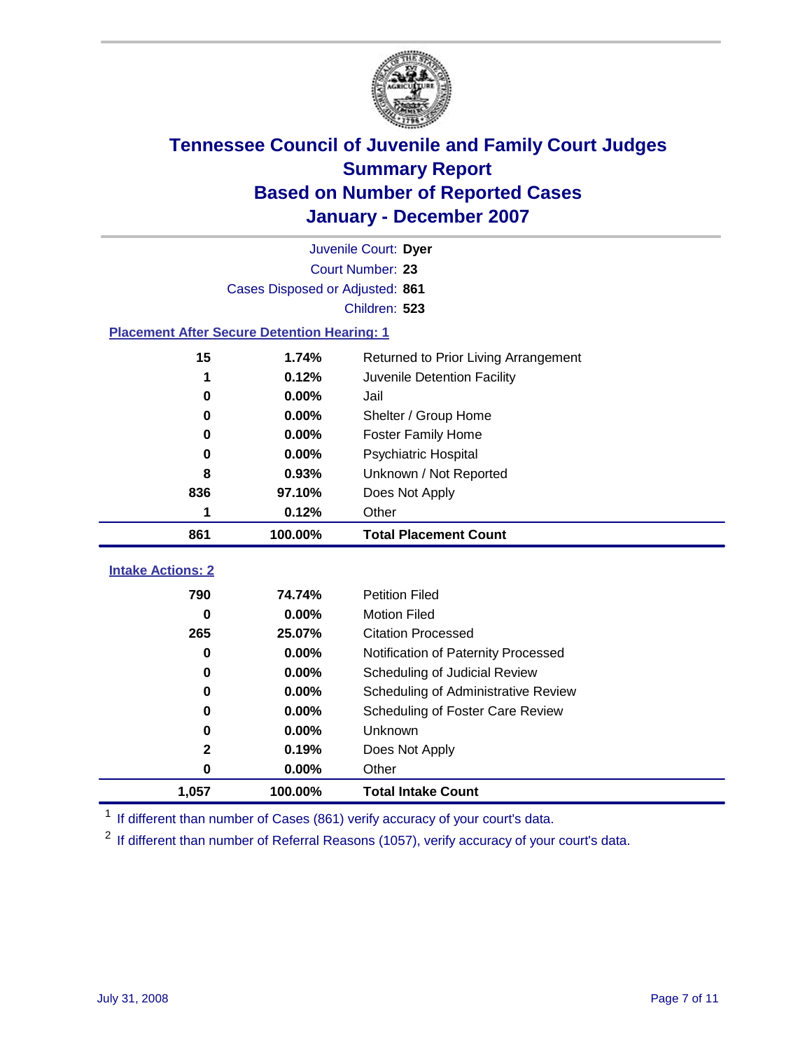# Tennessee Council of Juvenile and Family Court Judges
## Summary Report
## Based on Number of Reported Cases
## January - December 2007

Juvenile Court: **Dyer**
Court Number: **23**
Cases Disposed or Adjusted: **861**
Children: **523**

### Placement After Secure Detention Hearing: 1

| Count | Percent | Placement |
|---|---|---|
| 15 | 1.74% | Returned to Prior Living Arrangement |
| 1 | 0.12% | Juvenile Detention Facility |
| 0 | 0.00% | Jail |
| 0 | 0.00% | Shelter / Group Home |
| 0 | 0.00% | Foster Family Home |
| 0 | 0.00% | Psychiatric Hospital |
| 8 | 0.93% | Unknown / Not Reported |
| 836 | 97.10% | Does Not Apply |
| 1 | 0.12% | Other |
| **861** | **100.00%** | **Total Placement Count** |

### Intake Actions: 2

| Count | Percent | Intake Action |
|---|---|---|
| 790 | 74.74% | Petition Filed |
| 0 | 0.00% | Motion Filed |
| 265 | 25.07% | Citation Processed |
| 0 | 0.00% | Notification of Paternity Processed |
| 0 | 0.00% | Scheduling of Judicial Review |
| 0 | 0.00% | Scheduling of Administrative Review |
| 0 | 0.00% | Scheduling of Foster Care Review |
| 0 | 0.00% | Unknown |
| 2 | 0.19% | Does Not Apply |
| 0 | 0.00% | Other |
| **1,057** | **100.00%** | **Total Intake Count** |

[1] If different than number of Cases (861) verify accuracy of your court's data.

[2] If different than number of Referral Reasons (1057), verify accuracy of your court's data.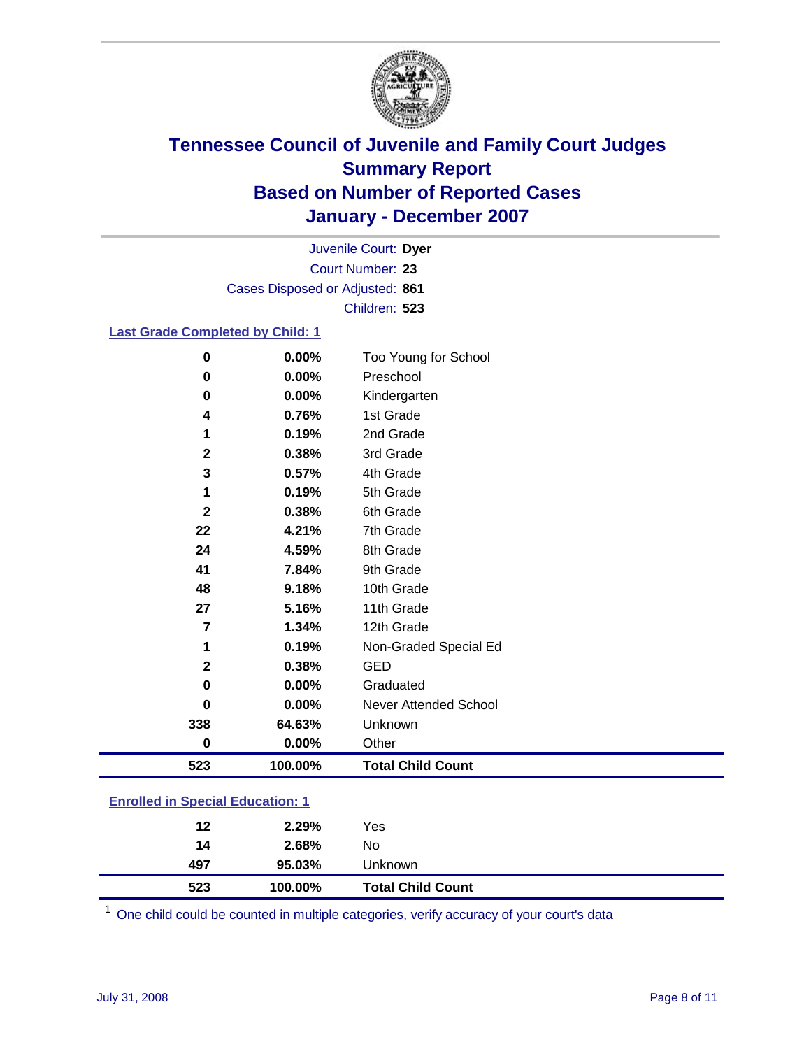# Tennessee Council of Juvenile and Family Court Judges
# Summary Report
# Based on Number of Reported Cases
# January - December 2007

Juvenile Court: **Dyer**
Court Number: **23**
Cases Disposed or Adjusted: **861**
Children: **523**

## Last Grade Completed by Child: 1

| Count | Percent | Category |
|---|---|---|
| 0 | 0.00% | Too Young for School |
| 0 | 0.00% | Preschool |
| 0 | 0.00% | Kindergarten |
| 4 | 0.76% | 1st Grade |
| 1 | 0.19% | 2nd Grade |
| 2 | 0.38% | 3rd Grade |
| 3 | 0.57% | 4th Grade |
| 1 | 0.19% | 5th Grade |
| 2 | 0.38% | 6th Grade |
| 22 | 4.21% | 7th Grade |
| 24 | 4.59% | 8th Grade |
| 41 | 7.84% | 9th Grade |
| 48 | 9.18% | 10th Grade |
| 27 | 5.16% | 11th Grade |
| 7 | 1.34% | 12th Grade |
| 1 | 0.19% | Non-Graded Special Ed |
| 2 | 0.38% | GED |
| 0 | 0.00% | Graduated |
| 0 | 0.00% | Never Attended School |
| 338 | 64.63% | Unknown |
| 0 | 0.00% | Other |
| **523** | **100.00%** | **Total Child Count** |

## Enrolled in Special Education: 1

| Count | Percent | Category |
|---|---|---|
| 12 | 2.29% | Yes |
| 14 | 2.68% | No |
| 497 | 95.03% | Unknown |
| **523** | **100.00%** | **Total Child Count** |

[1] One child could be counted in multiple categories, verify accuracy of your court's data

July 31, 2008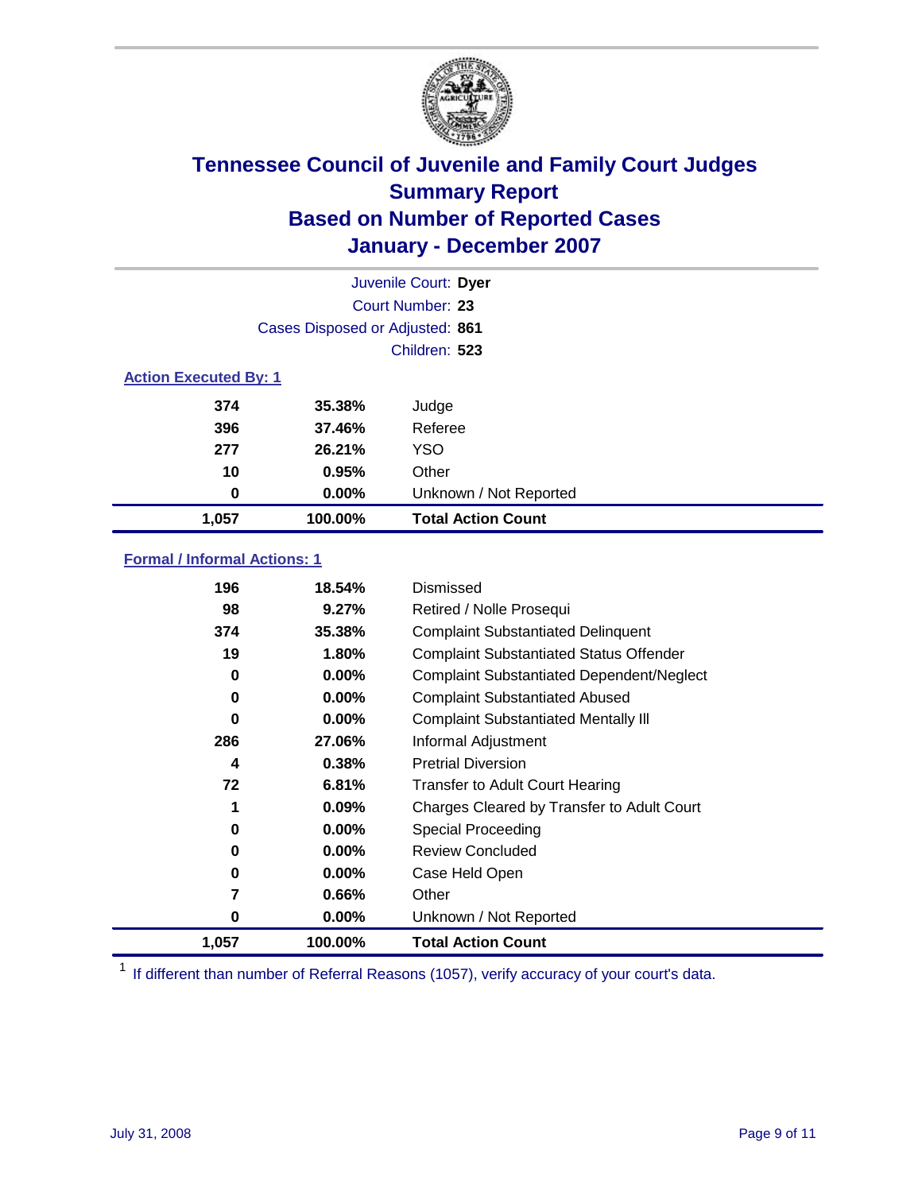# Tennessee Council of Juvenile and Family Court Judges
## Summary Report
## Based on Number of Reported Cases
## January - December 2007

Juvenile Court: **Dyer**
Court Number: **23**
Cases Disposed or Adjusted: **861**
Children: **523**

### Action Executed By: 1

| | | |
|---|---|---|
| 374 | 35.38% | Judge |
| 396 | 37.46% | Referee |
| 277 | 26.21% | YSO |
| 10 | 0.95% | Other |
| 0 | 0.00% | Unknown / Not Reported |
| **1,057** | **100.00%** | **Total Action Count** |

### Formal / Informal Actions: 1

| | | |
|---|---|---|
| 196 | 18.54% | Dismissed |
| 98 | 9.27% | Retired / Nolle Prosequi |
| 374 | 35.38% | Complaint Substantiated Delinquent |
| 19 | 1.80% | Complaint Substantiated Status Offender |
| 0 | 0.00% | Complaint Substantiated Dependent/Neglect |
| 0 | 0.00% | Complaint Substantiated Abused |
| 0 | 0.00% | Complaint Substantiated Mentally Ill |
| 286 | 27.06% | Informal Adjustment |
| 4 | 0.38% | Pretrial Diversion |
| 72 | 6.81% | Transfer to Adult Court Hearing |
| 1 | 0.09% | Charges Cleared by Transfer to Adult Court |
| 0 | 0.00% | Special Proceeding |
| 0 | 0.00% | Review Concluded |
| 0 | 0.00% | Case Held Open |
| 7 | 0.66% | Other |
| 0 | 0.00% | Unknown / Not Reported |
| **1,057** | **100.00%** | **Total Action Count** |

[1] If different than number of Referral Reasons (1057), verify accuracy of your court's data.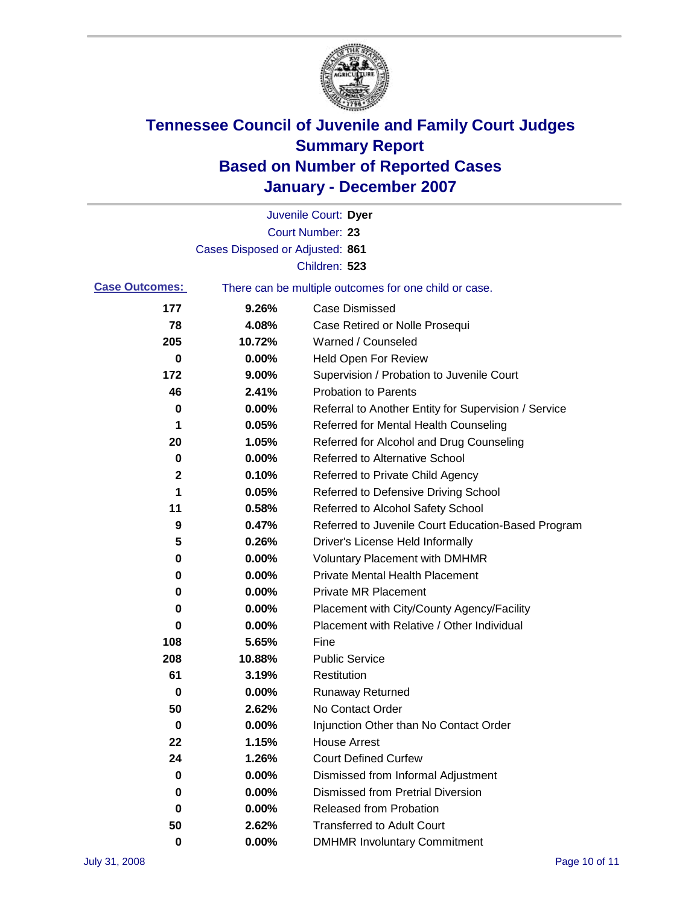# Tennessee Council of Juvenile and Family Court Judges
## Summary Report
## Based on Number of Reported Cases
## January - December 2007

Juvenile Court: **Dyer**
Court Number: **23**
Cases Disposed or Adjusted: **861**
Children: **523**

**Case Outcomes:** There can be multiple outcomes for one child or case.

| Count | Percent | Outcome |
|---|---|---|
| 177 | 9.26% | Case Dismissed |
| 78 | 4.08% | Case Retired or Nolle Prosequi |
| 205 | 10.72% | Warned / Counseled |
| 0 | 0.00% | Held Open For Review |
| 172 | 9.00% | Supervision / Probation to Juvenile Court |
| 46 | 2.41% | Probation to Parents |
| 0 | 0.00% | Referral to Another Entity for Supervision / Service |
| 1 | 0.05% | Referred for Mental Health Counseling |
| 20 | 1.05% | Referred for Alcohol and Drug Counseling |
| 0 | 0.00% | Referred to Alternative School |
| 2 | 0.10% | Referred to Private Child Agency |
| 1 | 0.05% | Referred to Defensive Driving School |
| 11 | 0.58% | Referred to Alcohol Safety School |
| 9 | 0.47% | Referred to Juvenile Court Education-Based Program |
| 5 | 0.26% | Driver's License Held Informally |
| 0 | 0.00% | Voluntary Placement with DMHMR |
| 0 | 0.00% | Private Mental Health Placement |
| 0 | 0.00% | Private MR Placement |
| 0 | 0.00% | Placement with City/County Agency/Facility |
| 0 | 0.00% | Placement with Relative / Other Individual |
| 108 | 5.65% | Fine |
| 208 | 10.88% | Public Service |
| 61 | 3.19% | Restitution |
| 0 | 0.00% | Runaway Returned |
| 50 | 2.62% | No Contact Order |
| 0 | 0.00% | Injunction Other than No Contact Order |
| 22 | 1.15% | House Arrest |
| 24 | 1.26% | Court Defined Curfew |
| 0 | 0.00% | Dismissed from Informal Adjustment |
| 0 | 0.00% | Dismissed from Pretrial Diversion |
| 0 | 0.00% | Released from Probation |
| 50 | 2.62% | Transferred to Adult Court |
| 0 | 0.00% | DMHMR Involuntary Commitment |

July 31, 2008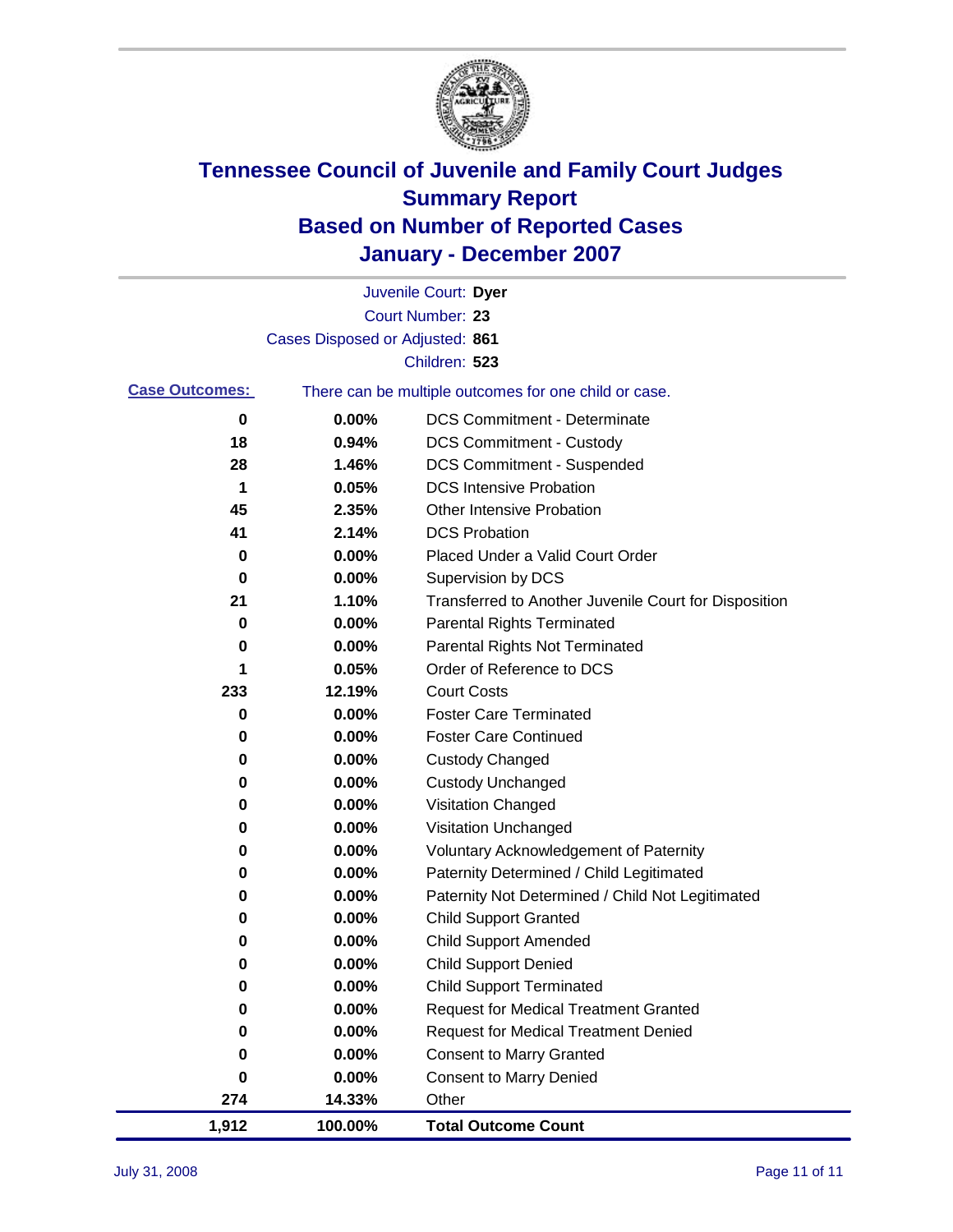# Tennessee Council of Juvenile and Family Court Judges
# Summary Report
# Based on Number of Reported Cases
# January - December 2007

Juvenile Court: **Dyer**

Court Number: **23**

Cases Disposed or Adjusted: **861**

Children: **523**

**Case Outcomes:** There can be multiple outcomes for one child or case.

| | | |
|---|---|---|
| 0 | 0.00% | DCS Commitment - Determinate |
| 18 | 0.94% | DCS Commitment - Custody |
| 28 | 1.46% | DCS Commitment - Suspended |
| 1 | 0.05% | DCS Intensive Probation |
| 45 | 2.35% | Other Intensive Probation |
| 41 | 2.14% | DCS Probation |
| 0 | 0.00% | Placed Under a Valid Court Order |
| 0 | 0.00% | Supervision by DCS |
| 21 | 1.10% | Transferred to Another Juvenile Court for Disposition |
| 0 | 0.00% | Parental Rights Terminated |
| 0 | 0.00% | Parental Rights Not Terminated |
| 1 | 0.05% | Order of Reference to DCS |
| 233 | 12.19% | Court Costs |
| 0 | 0.00% | Foster Care Terminated |
| 0 | 0.00% | Foster Care Continued |
| 0 | 0.00% | Custody Changed |
| 0 | 0.00% | Custody Unchanged |
| 0 | 0.00% | Visitation Changed |
| 0 | 0.00% | Visitation Unchanged |
| 0 | 0.00% | Voluntary Acknowledgement of Paternity |
| 0 | 0.00% | Paternity Determined / Child Legitimated |
| 0 | 0.00% | Paternity Not Determined / Child Not Legitimated |
| 0 | 0.00% | Child Support Granted |
| 0 | 0.00% | Child Support Amended |
| 0 | 0.00% | Child Support Denied |
| 0 | 0.00% | Child Support Terminated |
| 0 | 0.00% | Request for Medical Treatment Granted |
| 0 | 0.00% | Request for Medical Treatment Denied |
| 0 | 0.00% | Consent to Marry Granted |
| 0 | 0.00% | Consent to Marry Denied |
| 274 | 14.33% | Other |
| **1,912** | **100.00%** | **Total Outcome Count** |

July 31, 2008